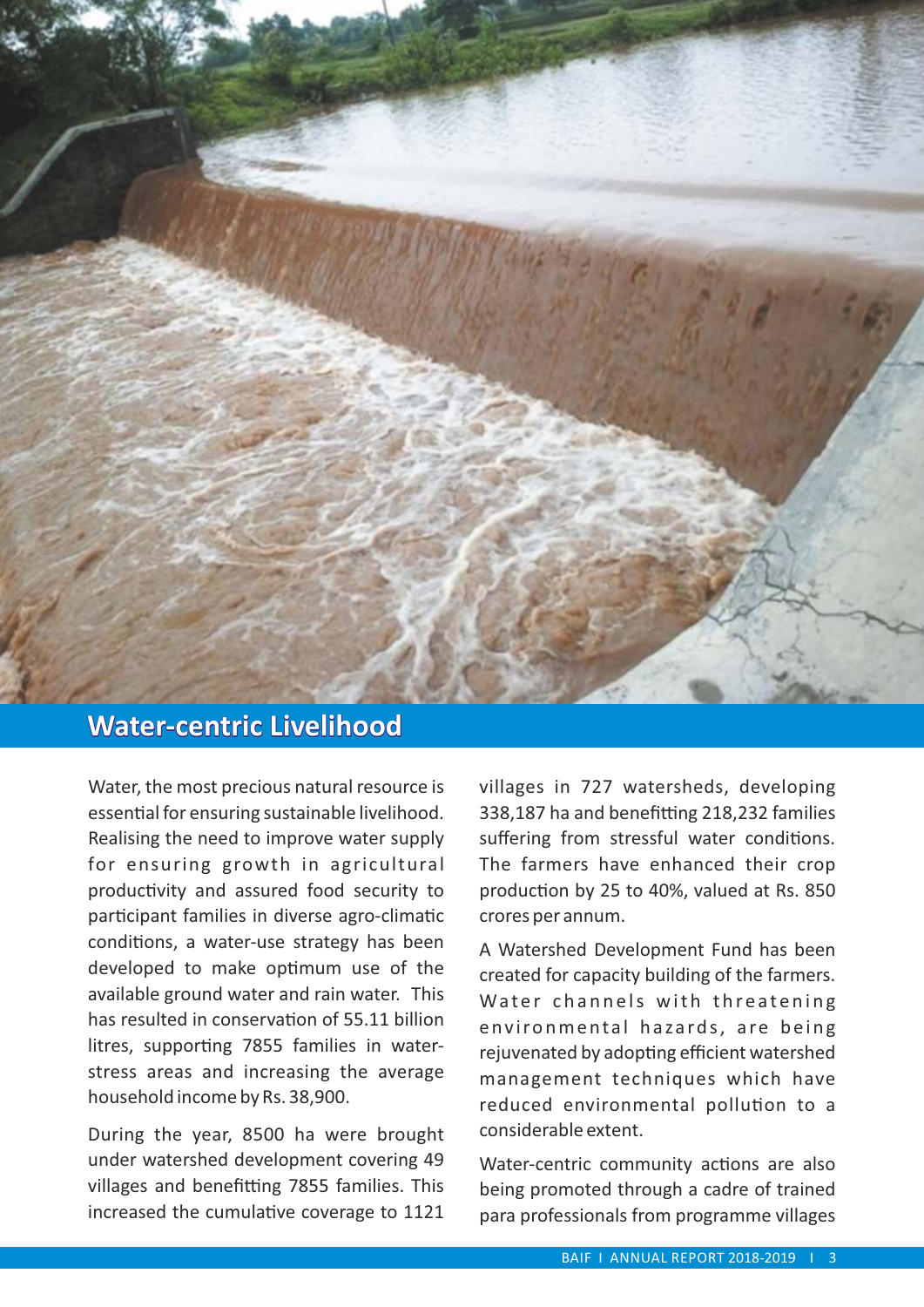## Water-centric Livelihood

Water, the most precious natural resource is essential for ensuring sustainable livelihood. Realising the need to improve water supply for ensuring growth in agricultural productivity and assured food security to participant families in diverse agro-climatic conditions, a water-use strategy has been developed to make optimum use of the available ground water and rain water. This has resulted in conservation of 55.11 billion litres, supporting 7855 families in water-stress areas and increasing the average household income by Rs. 38,900.

During the year, 8500 ha were brought under watershed development covering 49 villages and benefitting 7855 families. This increased the cumulative coverage to 1121 villages in 727 watersheds, developing 338,187 ha and benefitting 218,232 families suffering from stressful water conditions. The farmers have enhanced their crop production by 25 to 40%, valued at Rs. 850 crores per annum.

A Watershed Development Fund has been created for capacity building of the farmers. Water channels with threatening environmental hazards, are being rejuvenated by adopting efficient watershed management techniques which have reduced environmental pollution to a considerable extent.

Water-centric community actions are also being promoted through a cadre of trained para professionals from programme villages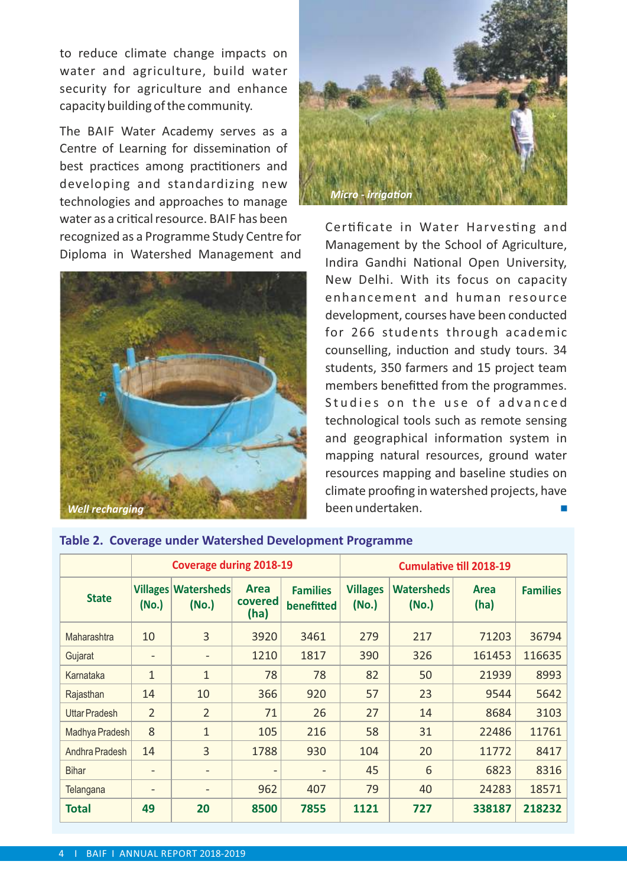to reduce climate change impacts on water and agriculture, build water security for agriculture and enhance capacity building of the community.

The BAIF Water Academy serves as a Centre of Learning for dissemination of best practices among practitioners and developing and standardizing new technologies and approaches to manage water as a critical resource. BAIF has been recognized as a Programme Study Centre for Diploma in Watershed Management and Certificate in Water Harvesting and Management by the School of Agriculture, Indira Gandhi National Open University, New Delhi. With its focus on capacity enhancement and human resource development, courses have been conducted for 266 students through academic counselling, induction and study tours. 34 students, 350 farmers and 15 project team members benefitted from the programmes. Studies on the use of advanced technological tools such as remote sensing and geographical information system in mapping natural resources, ground water resources mapping and baseline studies on climate proofing in watershed projects, have been undertaken.

*Micro - irrigation*

*Well recharging*

**Table 2. Coverage under Watershed Development Programme**

| State | Coverage during 2018-19 | | | | Cumulative till 2018-19 | | | |
|---|---|---|---|---|---|---|---|---|
| | Villages (No.) | Watersheds (No.) | Area covered (ha) | Families benefitted | Villages (No.) | Watersheds (No.) | Area (ha) | Families |
| Maharashtra | 10 | 3 | 3920 | 3461 | 279 | 217 | 71203 | 36794 |
| Gujarat | - | - | 1210 | 1817 | 390 | 326 | 161453 | 116635 |
| Karnataka | 1 | 1 | 78 | 78 | 82 | 50 | 21939 | 8993 |
| Rajasthan | 14 | 10 | 366 | 920 | 57 | 23 | 9544 | 5642 |
| Uttar Pradesh | 2 | 2 | 71 | 26 | 27 | 14 | 8684 | 3103 |
| Madhya Pradesh | 8 | 1 | 105 | 216 | 58 | 31 | 22486 | 11761 |
| Andhra Pradesh | 14 | 3 | 1788 | 930 | 104 | 20 | 11772 | 8417 |
| Bihar | - | - | - | - | 45 | 6 | 6823 | 8316 |
| Telangana | - | - | 962 | 407 | 79 | 40 | 24283 | 18571 |
| **Total** | **49** | **20** | **8500** | **7855** | **1121** | **727** | **338187** | **218232** |